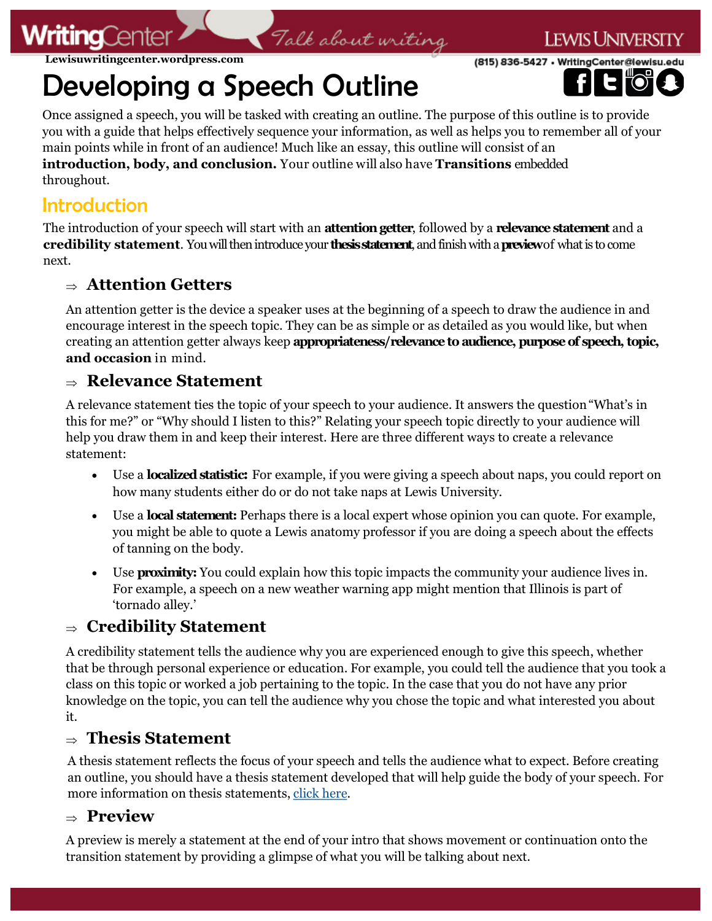# Developing a Speech Outline

Once assigned a speech, you will be tasked with creating an outline. The purpose of this outline is to provide you with a guide that helps effectively sequence your information, as well as helps you to remember all of your main points while in front of an audience! Much like an essay, this outline will consist of an **introduction, body, and conclusion.** Your outline will also have **Transitions** embedded throughout.

## Introduction

The introduction of your speech will start with an **attention getter**, followed by a **relevance statement** and a **credibility statement**. You will then introduce your **thesis statement**, and finish with a **preview** of what is to come next.

### ⇒ Attention Getters

An attention getter is the device a speaker uses at the beginning of a speech to draw the audience in and encourage interest in the speech topic. They can be as simple or as detailed as you would like, but when creating an attention getter always keep **appropriateness/relevance to audience, purpose of speech, topic, and occasion** in mind.

### ⇒ Relevance Statement

A relevance statement ties the topic of your speech to your audience. It answers the question "What's in this for me?" or "Why should I listen to this?" Relating your speech topic directly to your audience will help you draw them in and keep their interest. Here are three different ways to create a relevance statement:

- Use a **localized statistic:** For example, if you were giving a speech about naps, you could report on how many students either do or do not take naps at Lewis University.
- Use a **local statement:** Perhaps there is a local expert whose opinion you can quote. For example, you might be able to quote a Lewis anatomy professor if you are doing a speech about the effects of tanning on the body.
- Use **proximity:** You could explain how this topic impacts the community your audience lives in. For example, a speech on a new weather warning app might mention that Illinois is part of 'tornado alley.'

### ⇒ Credibility Statement

A credibility statement tells the audience why you are experienced enough to give this speech, whether that be through personal experience or education. For example, you could tell the audience that you took a class on this topic or worked a job pertaining to the topic. In the case that you do not have any prior knowledge on the topic, you can tell the audience why you chose the topic and what interested you about it.

### ⇒ Thesis Statement

A thesis statement reflects the focus of your speech and tells the audience what to expect. Before creating an outline, you should have a thesis statement developed that will help guide the body of your speech. For more information on thesis statements, click here.

### ⇒ Preview

A preview is merely a statement at the end of your intro that shows movement or continuation onto the transition statement by providing a glimpse of what you will be talking about next.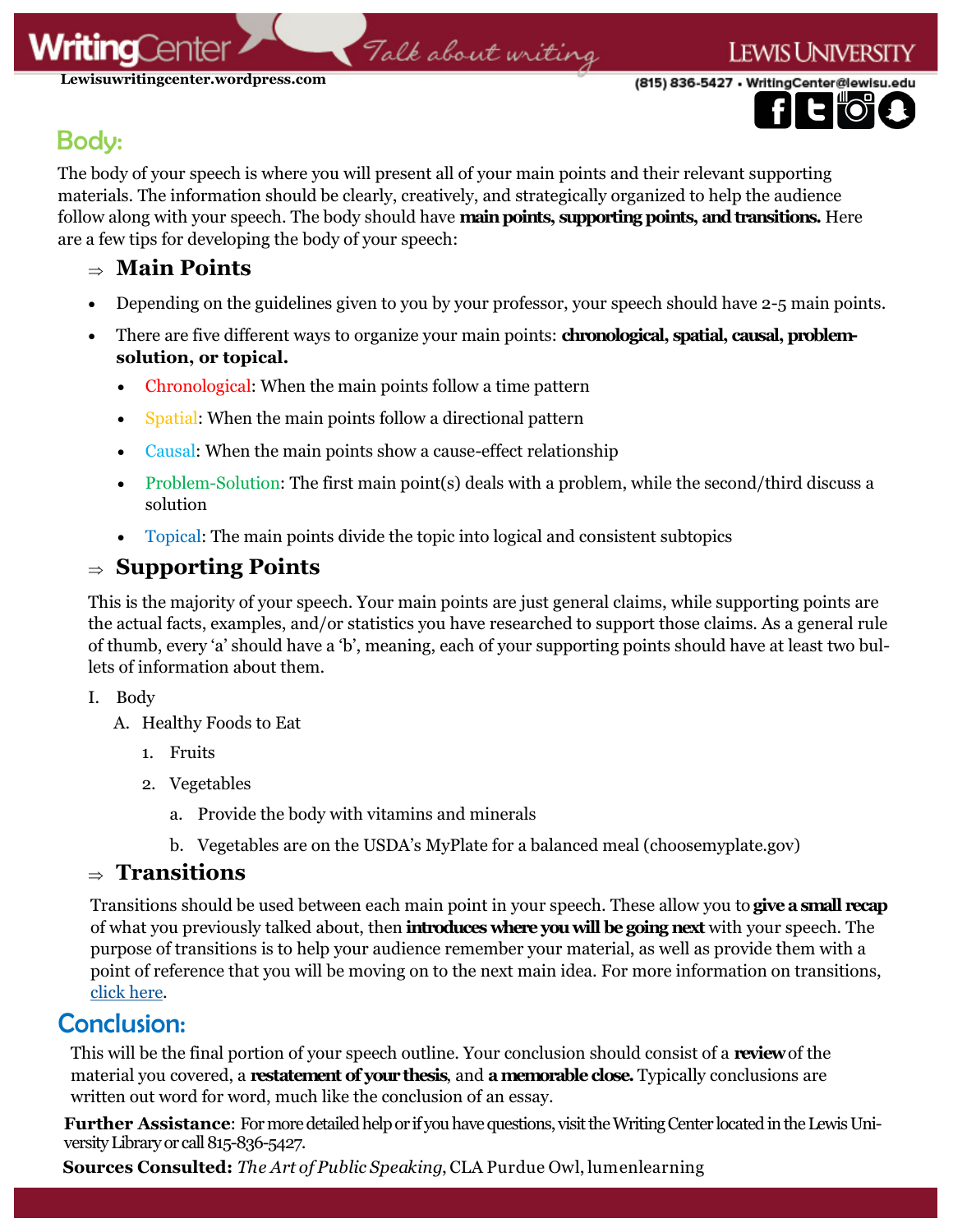## Body:

The body of your speech is where you will present all of your main points and their relevant supporting materials. The information should be clearly, creatively, and strategically organized to help the audience follow along with your speech. The body should have **main points, supporting points, and transitions.** Here are a few tips for developing the body of your speech:

### ⇒ Main Points

- Depending on the guidelines given to you by your professor, your speech should have 2-5 main points.
- There are five different ways to organize your main points: **chronological, spatial, causal, problem-solution, or topical.**
  - Chronological: When the main points follow a time pattern
  - Spatial: When the main points follow a directional pattern
  - Causal: When the main points show a cause-effect relationship
  - Problem-Solution: The first main point(s) deals with a problem, while the second/third discuss a solution
  - Topical: The main points divide the topic into logical and consistent subtopics

### ⇒ Supporting Points

This is the majority of your speech. Your main points are just general claims, while supporting points are the actual facts, examples, and/or statistics you have researched to support those claims. As a general rule of thumb, every 'a' should have a 'b', meaning, each of your supporting points should have at least two bullets of information about them.

I. Body
   A. Healthy Foods to Eat
      1. Fruits
      2. Vegetables
         a. Provide the body with vitamins and minerals
         b. Vegetables are on the USDA's MyPlate for a balanced meal (choosemyplate.gov)

### ⇒ Transitions

Transitions should be used between each main point in your speech. These allow you to **give a small recap** of what you previously talked about, then **introduces where you will be going next** with your speech. The purpose of transitions is to help your audience remember your material, as well as provide them with a point of reference that you will be moving on to the next main idea. For more information on transitions, click here.

## Conclusion:

This will be the final portion of your speech outline. Your conclusion should consist of a **review** of the material you covered, a **restatement of your thesis**, and **a memorable close.** Typically conclusions are written out word for word, much like the conclusion of an essay.

**Further Assistance**: For more detailed help or if you have questions, visit the Writing Center located in the Lewis University Library or call 815-836-5427.

**Sources Consulted:** *The Art of Public Speaking*, CLA Purdue Owl, lumenlearning